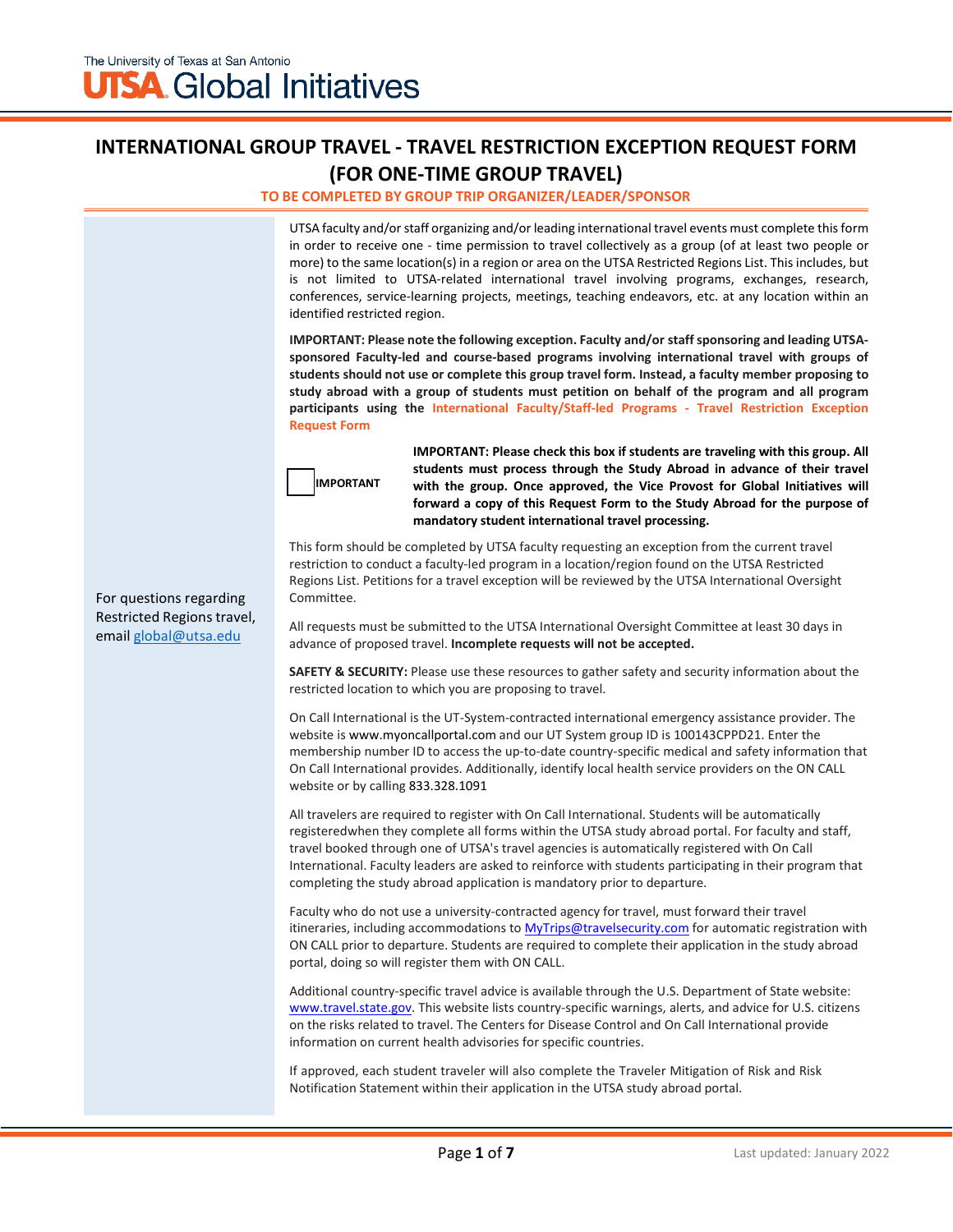The University of Texas at San Antonio

**UTSA Global Initiatives**

# INTERNATIONAL GROUP TRAVEL - TRAVEL RESTRICTION EXCEPTION REQUEST FORM (FOR ONE-TIME GROUP TRAVEL)

**TO BE COMPLETED BY GROUP TRIP ORGANIZER/LEADER/SPONSOR**

For questions regarding Restricted Regions travel, email [global@utsa.edu](mailto:global@utsa.edu)

UTSA faculty and/or staff organizing and/or leading international travel events must complete this form in order to receive one - time permission to travel collectively as a group (of at least two people or more) to the same location(s) in a region or area on the UTSA Restricted Regions List. This includes, but is not limited to UTSA-related international travel involving programs, exchanges, research, conferences, service-learning projects, meetings, teaching endeavors, etc. at any location within an identified restricted region.

**IMPORTANT: Please note the following exception. Faculty and/or staff sponsoring and leading UTSA-sponsored Faculty-led and course-based programs involving international travel with groups of students should not use or complete this group travel form. Instead, a faculty member proposing to study abroad with a group of students must petition on behalf of the program and all program participants using the International Faculty/Staff-led Programs - Travel Restriction Exception Request Form**

☐ **IMPORTANT** — **IMPORTANT: Please check this box if students are traveling with this group. All students must process through the Study Abroad in advance of their travel with the group. Once approved, the Vice Provost for Global Initiatives will forward a copy of this Request Form to the Study Abroad for the purpose of mandatory student international travel processing.**

This form should be completed by UTSA faculty requesting an exception from the current travel restriction to conduct a faculty-led program in a location/region found on the UTSA Restricted Regions List. Petitions for a travel exception will be reviewed by the UTSA International Oversight Committee.

All requests must be submitted to the UTSA International Oversight Committee at least 30 days in advance of proposed travel. **Incomplete requests will not be accepted.**

**SAFETY & SECURITY:** Please use these resources to gather safety and security information about the restricted location to which you are proposing to travel.

On Call International is the UT-System-contracted international emergency assistance provider. The website is www.myoncallportal.com and our UT System group ID is 100143CPPD21. Enter the membership number ID to access the up-to-date country-specific medical and safety information that On Call International provides. Additionally, identify local health service providers on the ON CALL website or by calling 833.328.1091

All travelers are required to register with On Call International. Students will be automatically registeredwhen they complete all forms within the UTSA study abroad portal. For faculty and staff, travel booked through one of UTSA's travel agencies is automatically registered with On Call International. Faculty leaders are asked to reinforce with students participating in their program that completing the study abroad application is mandatory prior to departure.

Faculty who do not use a university-contracted agency for travel, must forward their travel itineraries, including accommodations to [MyTrips@travelsecurity.com](mailto:MyTrips@travelsecurity.com) for automatic registration with ON CALL prior to departure. Students are required to complete their application in the study abroad portal, doing so will register them with ON CALL.

Additional country-specific travel advice is available through the U.S. Department of State website: [www.travel.state.gov](http://www.travel.state.gov). This website lists country-specific warnings, alerts, and advice for U.S. citizens on the risks related to travel. The Centers for Disease Control and On Call International provide information on current health advisories for specific countries.

If approved, each student traveler will also complete the Traveler Mitigation of Risk and Risk Notification Statement within their application in the UTSA study abroad portal.

Last updated: January 2022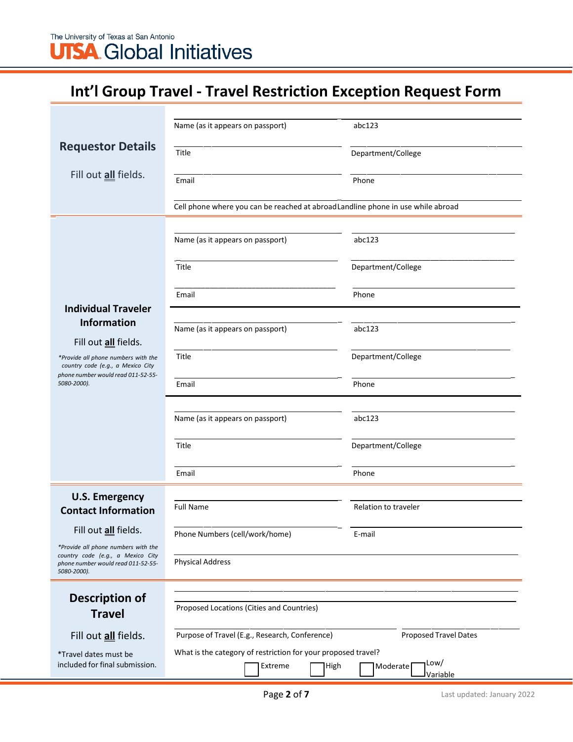The University of Texas at San Antonio
UTSA Global Initiatives

# Int'l Group Travel - Travel Restriction Exception Request Form

## Requestor Details

Fill out **all** fields.

| | |
|---|---|
| Name (as it appears on passport) | abc123 |
| Title | Department/College |
| Email | Phone |
| Cell phone where you can be reached at abroad | Landline phone in use while abroad |

## Individual Traveler Information

Fill out **all** fields.

*\*Provide all phone numbers with the country code (e.g., a Mexico City phone number would read 011-52-55-5080-2000).*

| | |
|---|---|
| Name (as it appears on passport) | abc123 |
| Title | Department/College |
| Email | Phone |

| | |
|---|---|
| Name (as it appears on passport) | abc123 |
| Title | Department/College |
| Email | Phone |

| | |
|---|---|
| Name (as it appears on passport) | abc123 |
| Title | Department/College |
| Email | Phone |

## U.S. Emergency Contact Information

Fill out **all** fields.

*\*Provide all phone numbers with the country code (e.g., a Mexico City phone number would read 011-52-55-5080-2000).*

| | |
|---|---|
| Full Name | Relation to traveler |
| Phone Numbers (cell/work/home) | E-mail |
| Physical Address | |

## Description of Travel

Fill out **all** fields.

\*Travel dates must be included for final submission.

Proposed Locations (Cities and Countries)

| | |
|---|---|
| Purpose of Travel (E.g., Research, Conference) | Proposed Travel Dates |

What is the category of restriction for your proposed travel?

☐ Extreme ☐ High ☐ Moderate ☐ Low/Variable

Last updated: January 2022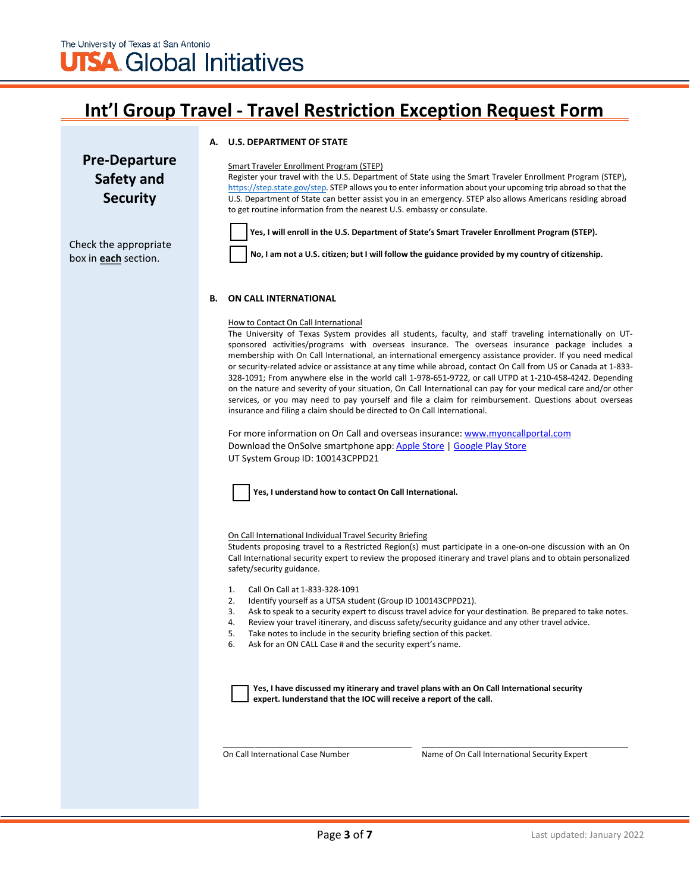# Int'l Group Travel - Travel Restriction Exception Request Form

## Pre-Departure Safety and Security

Check the appropriate box in **each** section.

### A. U.S. DEPARTMENT OF STATE

Smart Traveler Enrollment Program (STEP)

Register your travel with the U.S. Department of State using the Smart Traveler Enrollment Program (STEP), https://step.state.gov/step. STEP allows you to enter information about your upcoming trip abroad so that the U.S. Department of State can better assist you in an emergency. STEP also allows Americans residing abroad to get routine information from the nearest U.S. embassy or consulate.

☐ **Yes, I will enroll in the U.S. Department of State's Smart Traveler Enrollment Program (STEP).**

☐ **No, I am not a U.S. citizen; but I will follow the guidance provided by my country of citizenship.**

### B. ON CALL INTERNATIONAL

How to Contact On Call International

The University of Texas System provides all students, faculty, and staff traveling internationally on UT-sponsored activities/programs with overseas insurance. The overseas insurance package includes a membership with On Call International, an international emergency assistance provider. If you need medical or security-related advice or assistance at any time while abroad, contact On Call from US or Canada at 1-833-328-1091; From anywhere else in the world call 1-978-651-9722, or call UTPD at 1-210-458-4242. Depending on the nature and severity of your situation, On Call International can pay for your medical care and/or other services, or you may need to pay yourself and file a claim for reimbursement. Questions about overseas insurance and filing a claim should be directed to On Call International.

For more information on On Call and overseas insurance: www.myoncallportal.com
Download the OnSolve smartphone app: Apple Store | Google Play Store
UT System Group ID: 100143CPPD21

☐ **Yes, I understand how to contact On Call International.**

On Call International Individual Travel Security Briefing

Students proposing travel to a Restricted Region(s) must participate in a one-on-one discussion with an On Call International security expert to review the proposed itinerary and travel plans and to obtain personalized safety/security guidance.

1. Call On Call at 1-833-328-1091
2. Identify yourself as a UTSA student (Group ID 100143CPPD21).
3. Ask to speak to a security expert to discuss travel advice for your destination. Be prepared to take notes.
4. Review your travel itinerary, and discuss safety/security guidance and any other travel advice.
5. Take notes to include in the security briefing section of this packet.
6. Ask for an ON CALL Case # and the security expert's name.

☐ **Yes, I have discussed my itinerary and travel plans with an On Call International security expert. Iunderstand that the IOC will receive a report of the call.**

| On Call International Case Number | Name of On Call International Security Expert |
|---|---|
| | |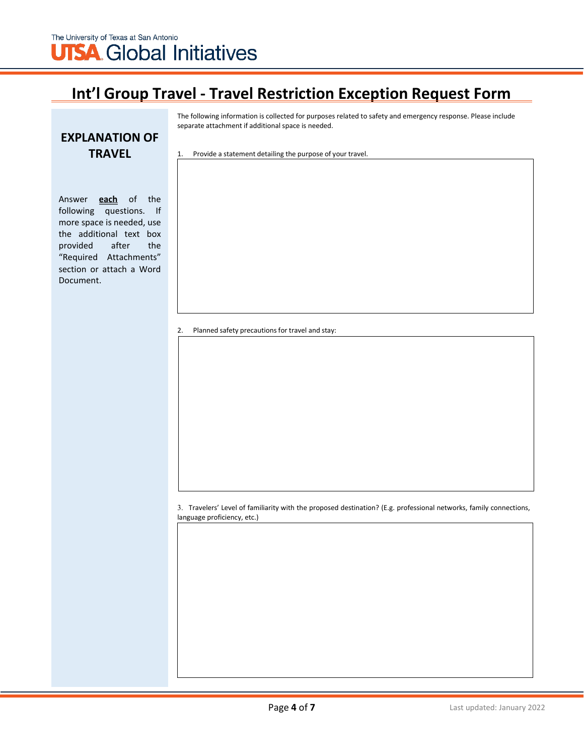# Int'l Group Travel - Travel Restriction Exception Request Form

## EXPLANATION OF TRAVEL

Answer **each** of the following questions. If more space is needed, use the additional text box provided after the "Required Attachments" section or attach a Word Document.

The following information is collected for purposes related to safety and emergency response. Please include separate attachment if additional space is needed.

1. Provide a statement detailing the purpose of your travel.

2. Planned safety precautions for travel and stay:

3. Travelers' Level of familiarity with the proposed destination? (E.g. professional networks, family connections, language proficiency, etc.)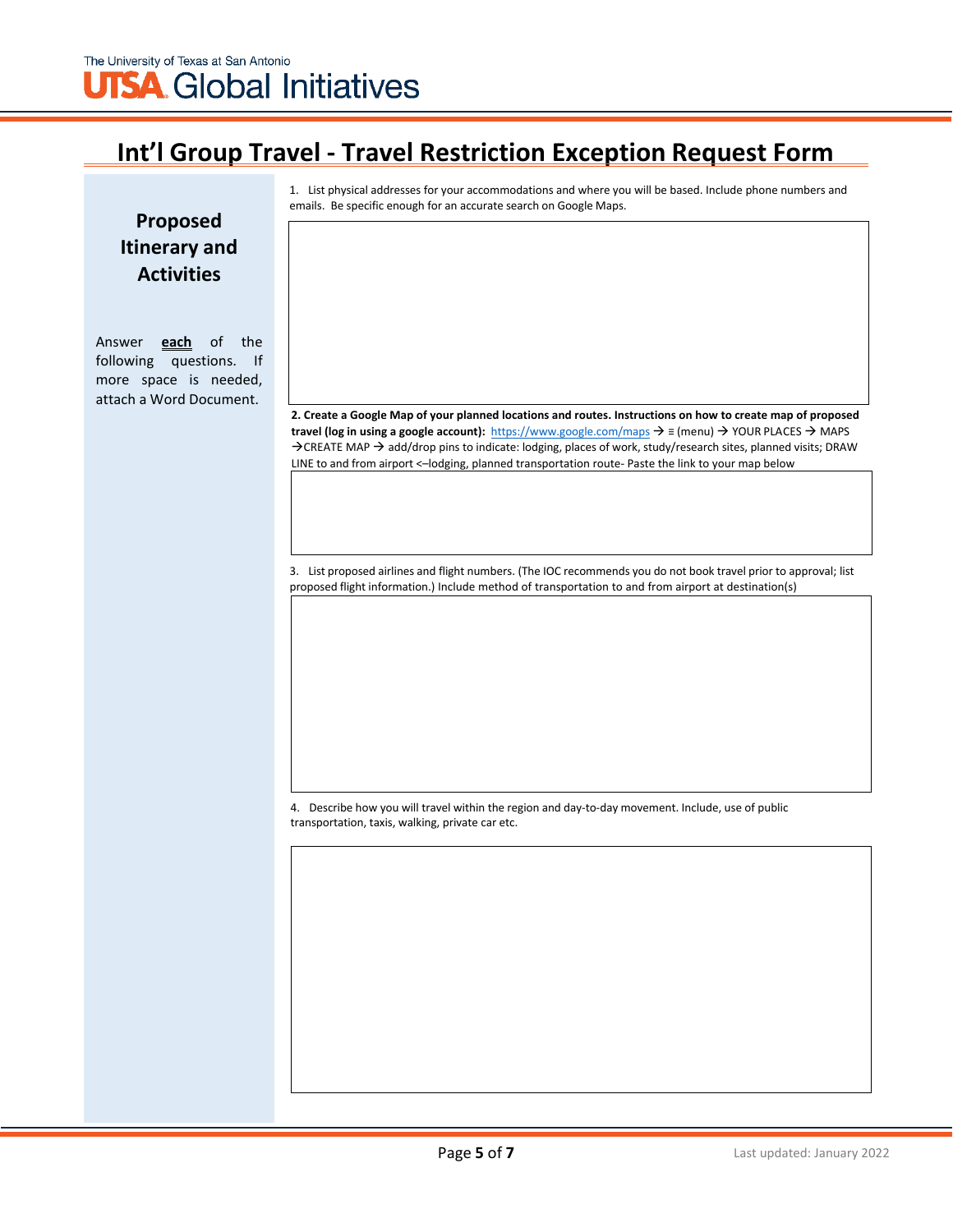# Int'l Group Travel - Travel Restriction Exception Request Form

## Proposed Itinerary and Activities

Answer **each** of the following questions. If more space is needed, attach a Word Document.

1. List physical addresses for your accommodations and where you will be based. Include phone numbers and emails. Be specific enough for an accurate search on Google Maps.

&nbsp;

**2. Create a Google Map of your planned locations and routes. Instructions on how to create map of proposed travel (log in using a google account):** https://www.google.com/maps → ≡ (menu) → YOUR PLACES → MAPS →CREATE MAP → add/drop pins to indicate: lodging, places of work, study/research sites, planned visits; DRAW LINE to and from airport <–lodging, planned transportation route- Paste the link to your map below

&nbsp;

3. List proposed airlines and flight numbers. (The IOC recommends you do not book travel prior to approval; list proposed flight information.) Include method of transportation to and from airport at destination(s)

&nbsp;

4. Describe how you will travel within the region and day-to-day movement. Include, use of public transportation, taxis, walking, private car etc.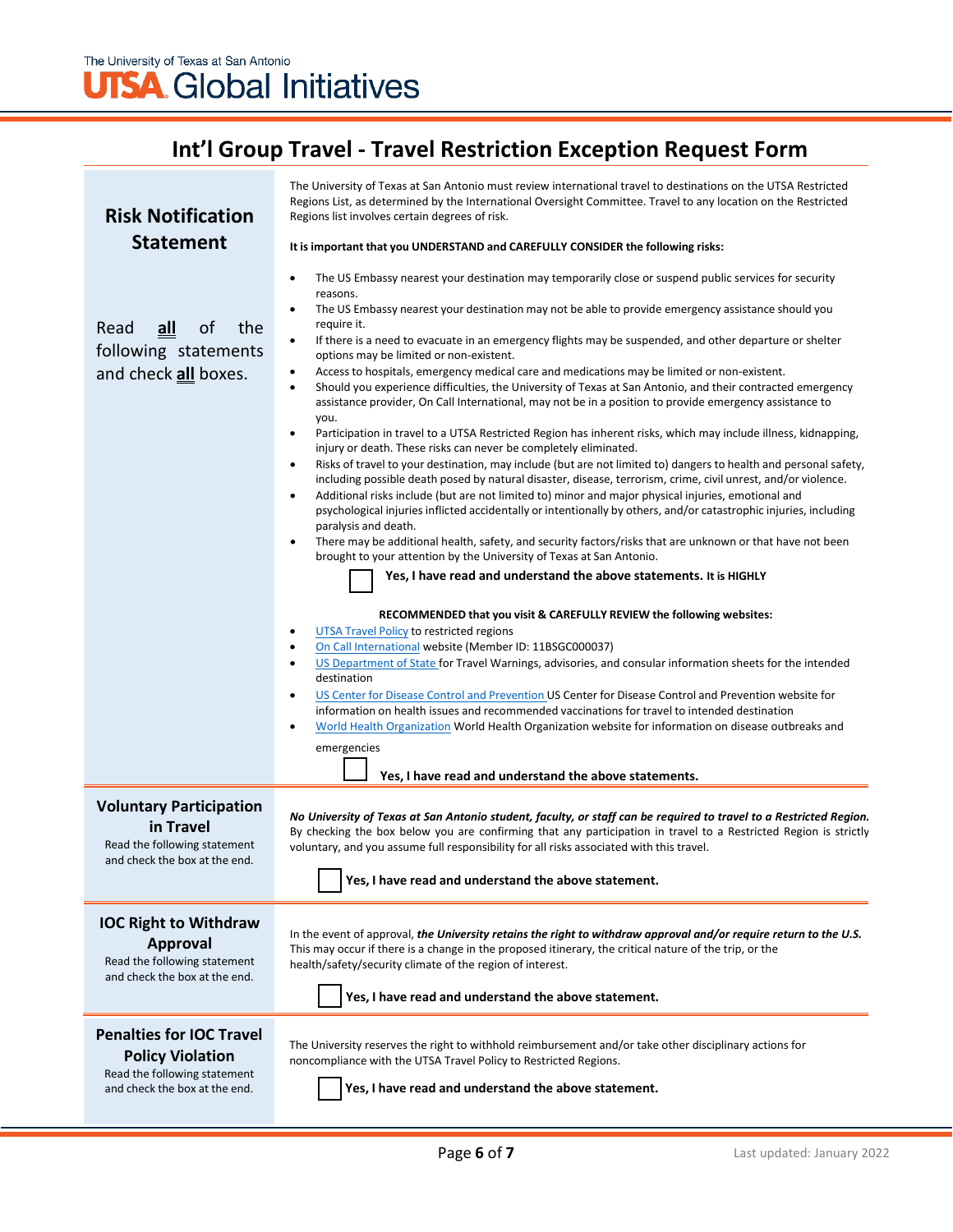The University of Texas at San Antonio

**UTSA Global Initiatives**

# Int'l Group Travel - Travel Restriction Exception Request Form

## Risk Notification Statement

Read **all** of the following statements and check **all** boxes.

The University of Texas at San Antonio must review international travel to destinations on the UTSA Restricted Regions List, as determined by the International Oversight Committee. Travel to any location on the Restricted Regions list involves certain degrees of risk.

**It is important that you UNDERSTAND and CAREFULLY CONSIDER the following risks:**

- The US Embassy nearest your destination may temporarily close or suspend public services for security reasons.
- The US Embassy nearest your destination may not be able to provide emergency assistance should you require it.
- If there is a need to evacuate in an emergency flights may be suspended, and other departure or shelter options may be limited or non-existent.
- Access to hospitals, emergency medical care and medications may be limited or non-existent.
- Should you experience difficulties, the University of Texas at San Antonio, and their contracted emergency assistance provider, On Call International, may not be in a position to provide emergency assistance to you.
- Participation in travel to a UTSA Restricted Region has inherent risks, which may include illness, kidnapping, injury or death. These risks can never be completely eliminated.
- Risks of travel to your destination, may include (but are not limited to) dangers to health and personal safety, including possible death posed by natural disaster, disease, terrorism, crime, civil unrest, and/or violence.
- Additional risks include (but are not limited to) minor and major physical injuries, emotional and psychological injuries inflicted accidentally or intentionally by others, and/or catastrophic injuries, including paralysis and death.
- There may be additional health, safety, and security factors/risks that are unknown or that have not been brought to your attention by the University of Texas at San Antonio.

☐ **Yes, I have read and understand the above statements. It is HIGHLY RECOMMENDED that you visit & CAREFULLY REVIEW the following websites:**

- UTSA Travel Policy to restricted regions
- On Call International website (Member ID: 11BSGC000037)
- US Department of State for Travel Warnings, advisories, and consular information sheets for the intended destination
- US Center for Disease Control and Prevention US Center for Disease Control and Prevention website for information on health issues and recommended vaccinations for travel to intended destination
- World Health Organization World Health Organization website for information on disease outbreaks and emergencies

☐ **Yes, I have read and understand the above statements.**

## Voluntary Participation in Travel

Read the following statement and check the box at the end.

***No University of Texas at San Antonio student, faculty, or staff can be required to travel to a Restricted Region.*** By checking the box below you are confirming that any participation in travel to a Restricted Region is strictly voluntary, and you assume full responsibility for all risks associated with this travel.

☐ **Yes, I have read and understand the above statement.**

## IOC Right to Withdraw Approval

Read the following statement and check the box at the end.

In the event of approval, ***the University retains the right to withdraw approval and/or require return to the U.S.*** This may occur if there is a change in the proposed itinerary, the critical nature of the trip, or the health/safety/security climate of the region of interest.

☐ **Yes, I have read and understand the above statement.**

## Penalties for IOC Travel Policy Violation

Read the following statement and check the box at the end.

The University reserves the right to withhold reimbursement and/or take other disciplinary actions for noncompliance with the UTSA Travel Policy to Restricted Regions.

☐ **Yes, I have read and understand the above statement.**

Last updated: January 2022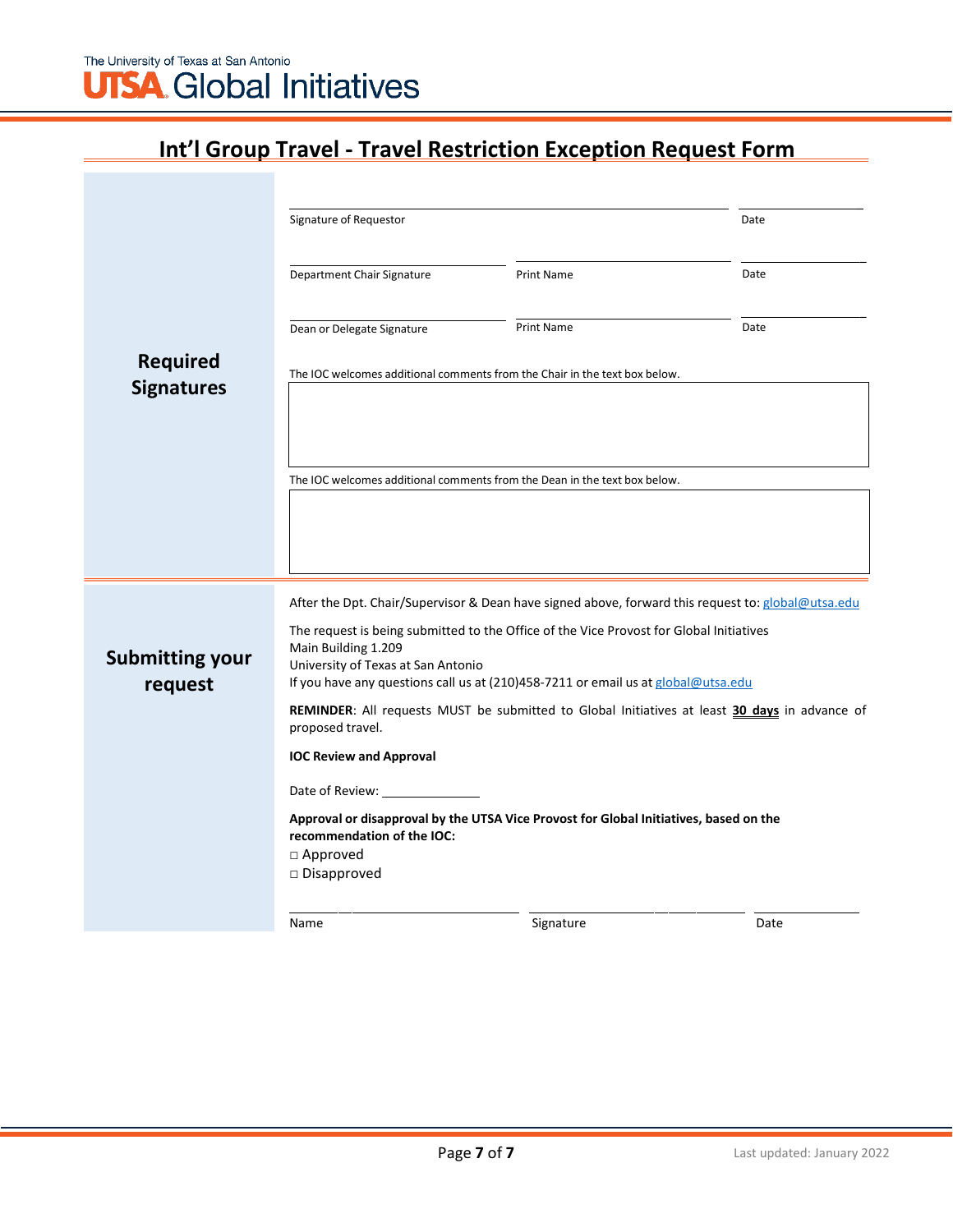The University of Texas at San Antonio
UTSA Global Initiatives

# Int'l Group Travel - Travel Restriction Exception Request Form

## Required Signatures

| | | |
|---|---|---|
| Signature of Requestor | | Date |
| Department Chair Signature | Print Name | Date |
| Dean or Delegate Signature | Print Name | Date |

The IOC welcomes additional comments from the Chair in the text box below.

The IOC welcomes additional comments from the Dean in the text box below.

## Submitting your request

After the Dpt. Chair/Supervisor & Dean have signed above, forward this request to: global@utsa.edu

The request is being submitted to the Office of the Vice Provost for Global Initiatives
Main Building 1.209
University of Texas at San Antonio
If you have any questions call us at (210)458-7211 or email us at global@utsa.edu

**REMINDER**: All requests MUST be submitted to Global Initiatives at least **30 days** in advance of proposed travel.

**IOC Review and Approval**

Date of Review: ______________

**Approval or disapproval by the UTSA Vice Provost for Global Initiatives, based on the recommendation of the IOC:**

□ Approved
□ Disapproved

| | | |
|---|---|---|
| Name | Signature | Date |

Last updated: January 2022